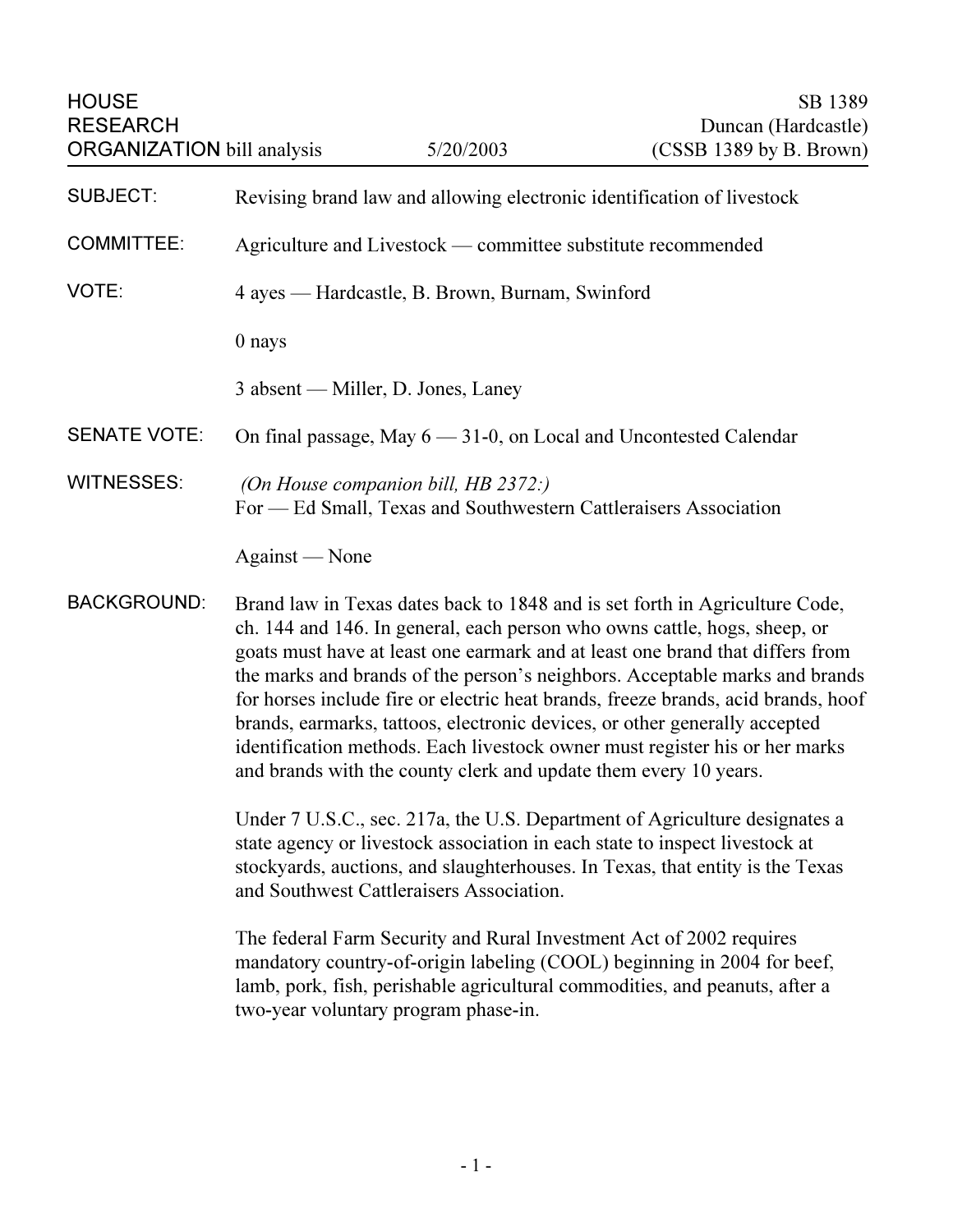HOUSE RESEARCH ORGANIZATION bill analysis | 5/20/2003 | SB 1389 Duncan (Hardcastle) (CSSB 1389 by B. Brown)

**SUBJECT:** Revising brand law and allowing electronic identification of livestock

**COMMITTEE:** Agriculture and Livestock — committee substitute recommended

**VOTE:** 4 ayes — Hardcastle, B. Brown, Burnam, Swinford

0 nays

3 absent — Miller, D. Jones, Laney

**SENATE VOTE:** On final passage, May 6 — 31-0, on Local and Uncontested Calendar

**WITNESSES:** *(On House companion bill, HB 2372:)*
For — Ed Small, Texas and Southwestern Cattleraisers Association

Against — None

**BACKGROUND:** Brand law in Texas dates back to 1848 and is set forth in Agriculture Code, ch. 144 and 146. In general, each person who owns cattle, hogs, sheep, or goats must have at least one earmark and at least one brand that differs from the marks and brands of the person's neighbors. Acceptable marks and brands for horses include fire or electric heat brands, freeze brands, acid brands, hoof brands, earmarks, tattoos, electronic devices, or other generally accepted identification methods. Each livestock owner must register his or her marks and brands with the county clerk and update them every 10 years.

Under 7 U.S.C., sec. 217a, the U.S. Department of Agriculture designates a state agency or livestock association in each state to inspect livestock at stockyards, auctions, and slaughterhouses. In Texas, that entity is the Texas and Southwest Cattleraisers Association.

The federal Farm Security and Rural Investment Act of 2002 requires mandatory country-of-origin labeling (COOL) beginning in 2004 for beef, lamb, pork, fish, perishable agricultural commodities, and peanuts, after a two-year voluntary program phase-in.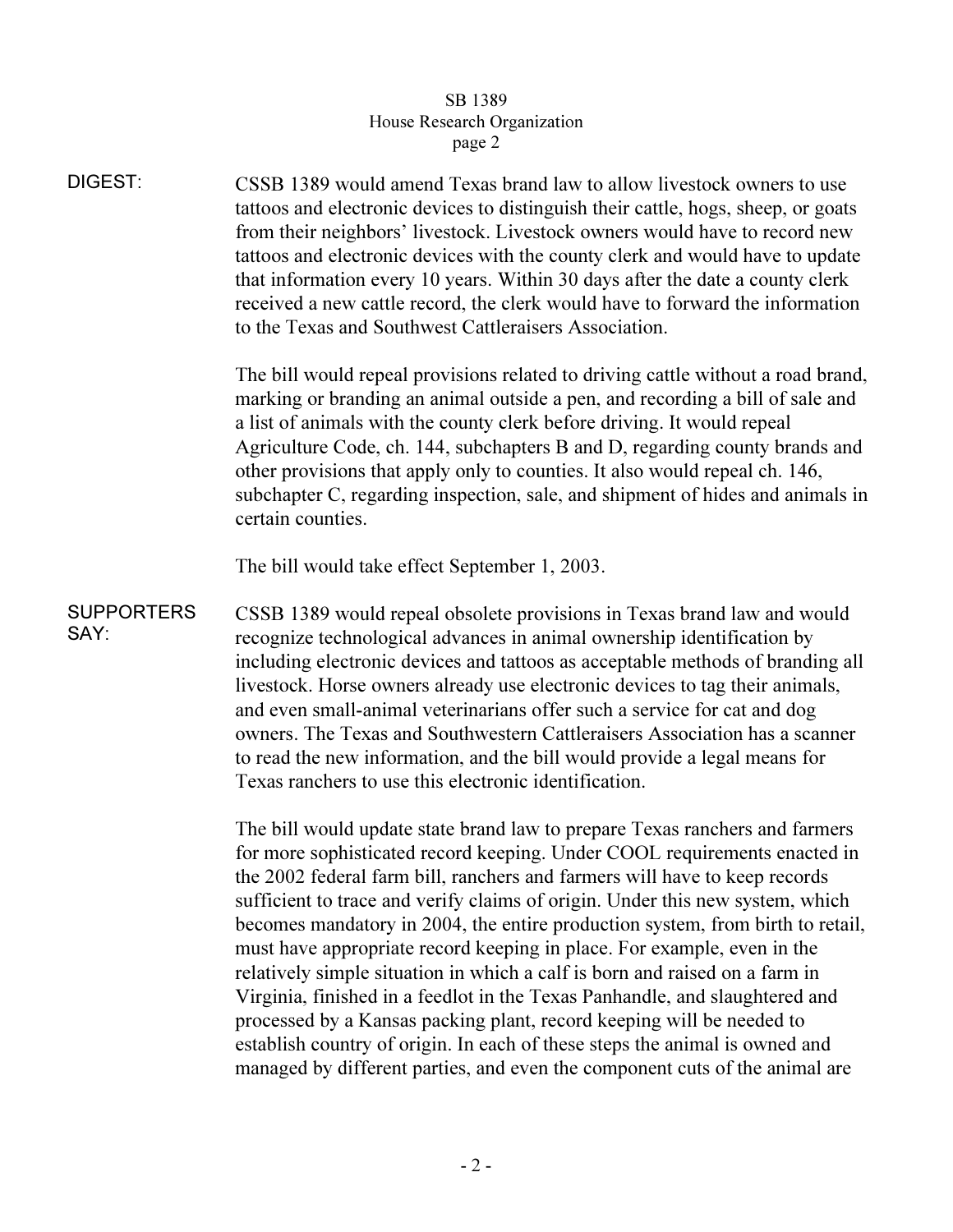**DIGEST:**

CSSB 1389 would amend Texas brand law to allow livestock owners to use tattoos and electronic devices to distinguish their cattle, hogs, sheep, or goats from their neighbors' livestock. Livestock owners would have to record new tattoos and electronic devices with the county clerk and would have to update that information every 10 years. Within 30 days after the date a county clerk received a new cattle record, the clerk would have to forward the information to the Texas and Southwest Cattleraisers Association.

The bill would repeal provisions related to driving cattle without a road brand, marking or branding an animal outside a pen, and recording a bill of sale and a list of animals with the county clerk before driving. It would repeal Agriculture Code, ch. 144, subchapters B and D, regarding county brands and other provisions that apply only to counties. It also would repeal ch. 146, subchapter C, regarding inspection, sale, and shipment of hides and animals in certain counties.

The bill would take effect September 1, 2003.

**SUPPORTERS SAY:**

CSSB 1389 would repeal obsolete provisions in Texas brand law and would recognize technological advances in animal ownership identification by including electronic devices and tattoos as acceptable methods of branding all livestock. Horse owners already use electronic devices to tag their animals, and even small-animal veterinarians offer such a service for cat and dog owners. The Texas and Southwestern Cattleraisers Association has a scanner to read the new information, and the bill would provide a legal means for Texas ranchers to use this electronic identification.

The bill would update state brand law to prepare Texas ranchers and farmers for more sophisticated record keeping. Under COOL requirements enacted in the 2002 federal farm bill, ranchers and farmers will have to keep records sufficient to trace and verify claims of origin. Under this new system, which becomes mandatory in 2004, the entire production system, from birth to retail, must have appropriate record keeping in place. For example, even in the relatively simple situation in which a calf is born and raised on a farm in Virginia, finished in a feedlot in the Texas Panhandle, and slaughtered and processed by a Kansas packing plant, record keeping will be needed to establish country of origin. In each of these steps the animal is owned and managed by different parties, and even the component cuts of the animal are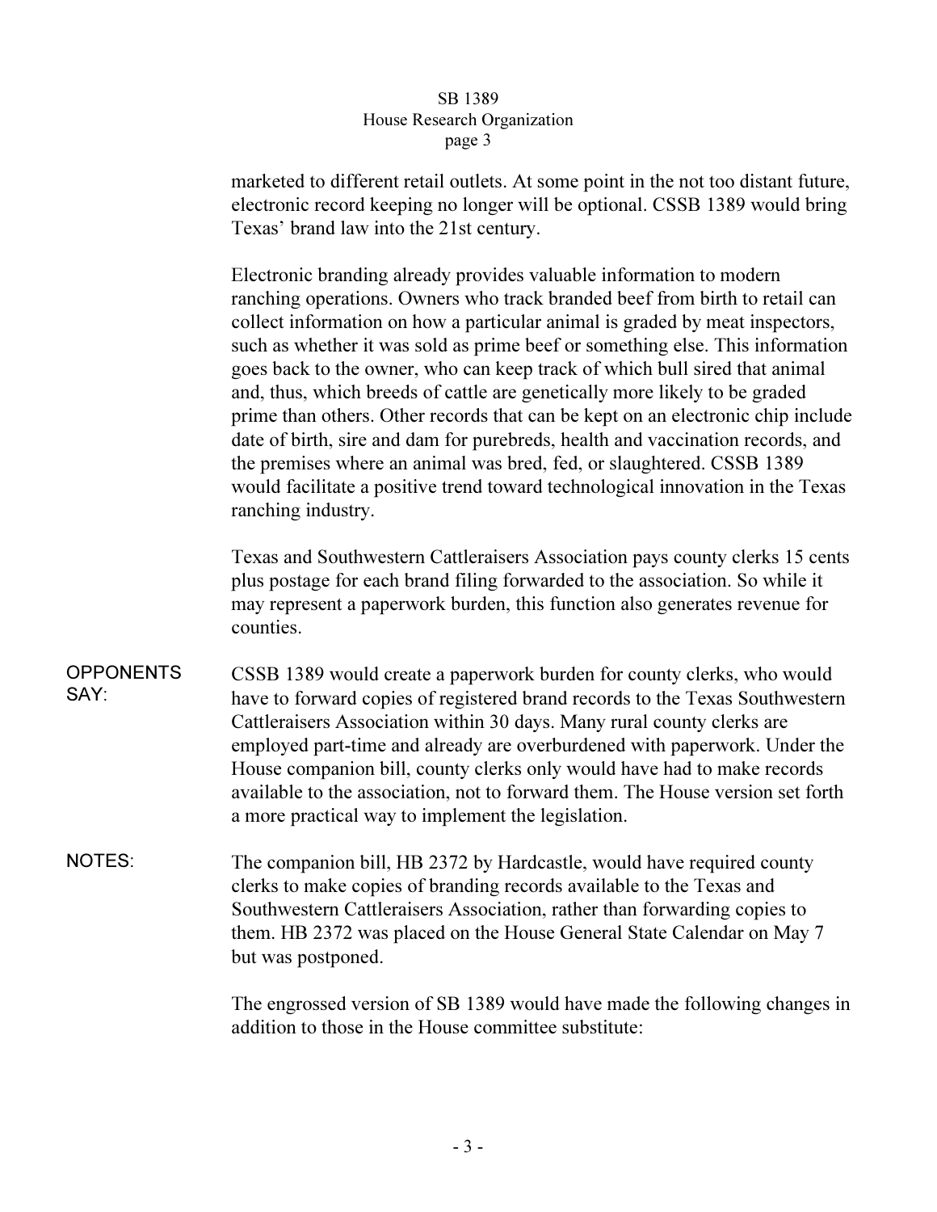marketed to different retail outlets. At some point in the not too distant future, electronic record keeping no longer will be optional. CSSB 1389 would bring Texas' brand law into the 21st century.

Electronic branding already provides valuable information to modern ranching operations. Owners who track branded beef from birth to retail can collect information on how a particular animal is graded by meat inspectors, such as whether it was sold as prime beef or something else. This information goes back to the owner, who can keep track of which bull sired that animal and, thus, which breeds of cattle are genetically more likely to be graded prime than others. Other records that can be kept on an electronic chip include date of birth, sire and dam for purebreds, health and vaccination records, and the premises where an animal was bred, fed, or slaughtered. CSSB 1389 would facilitate a positive trend toward technological innovation in the Texas ranching industry.

Texas and Southwestern Cattleraisers Association pays county clerks 15 cents plus postage for each brand filing forwarded to the association. So while it may represent a paperwork burden, this function also generates revenue for counties.

**OPPONENTS SAY:** CSSB 1389 would create a paperwork burden for county clerks, who would have to forward copies of registered brand records to the Texas Southwestern Cattleraisers Association within 30 days. Many rural county clerks are employed part-time and already are overburdened with paperwork. Under the House companion bill, county clerks only would have had to make records available to the association, not to forward them. The House version set forth a more practical way to implement the legislation.

**NOTES:** The companion bill, HB 2372 by Hardcastle, would have required county clerks to make copies of branding records available to the Texas and Southwestern Cattleraisers Association, rather than forwarding copies to them. HB 2372 was placed on the House General State Calendar on May 7 but was postponed.

The engrossed version of SB 1389 would have made the following changes in addition to those in the House committee substitute: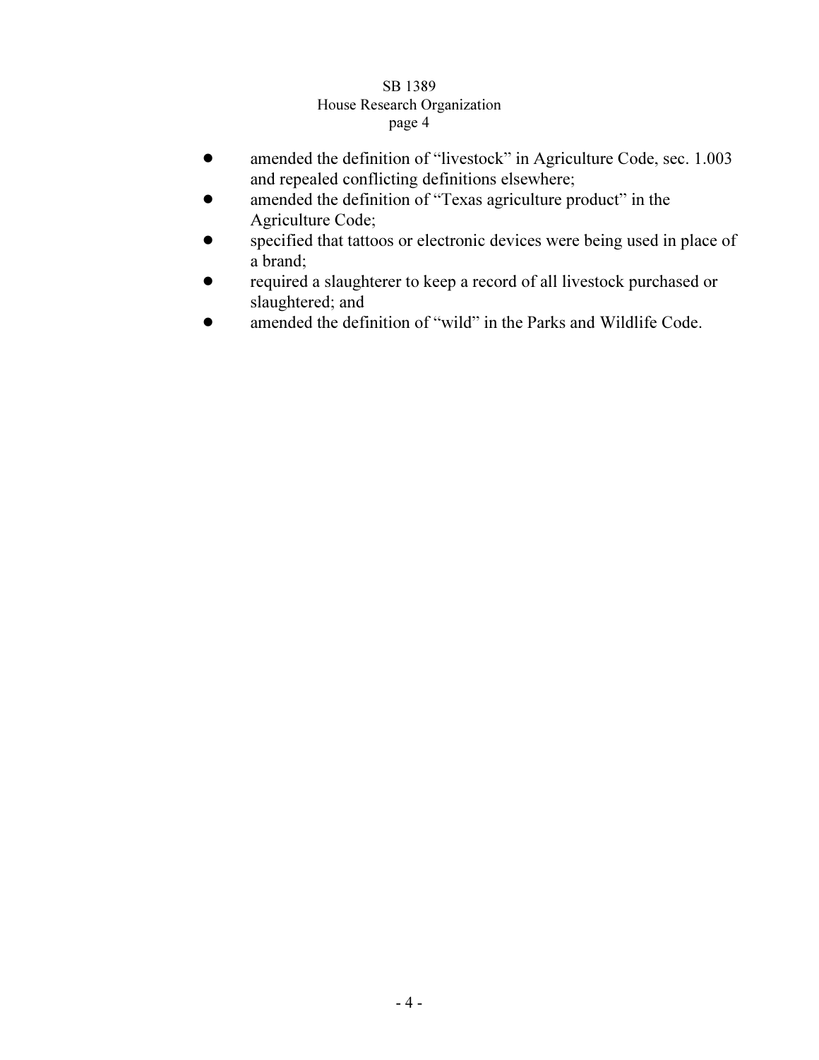- amended the definition of "livestock" in Agriculture Code, sec. 1.003 and repealed conflicting definitions elsewhere;
- amended the definition of "Texas agriculture product" in the Agriculture Code;
- specified that tattoos or electronic devices were being used in place of a brand;
- required a slaughterer to keep a record of all livestock purchased or slaughtered; and
- amended the definition of "wild" in the Parks and Wildlife Code.